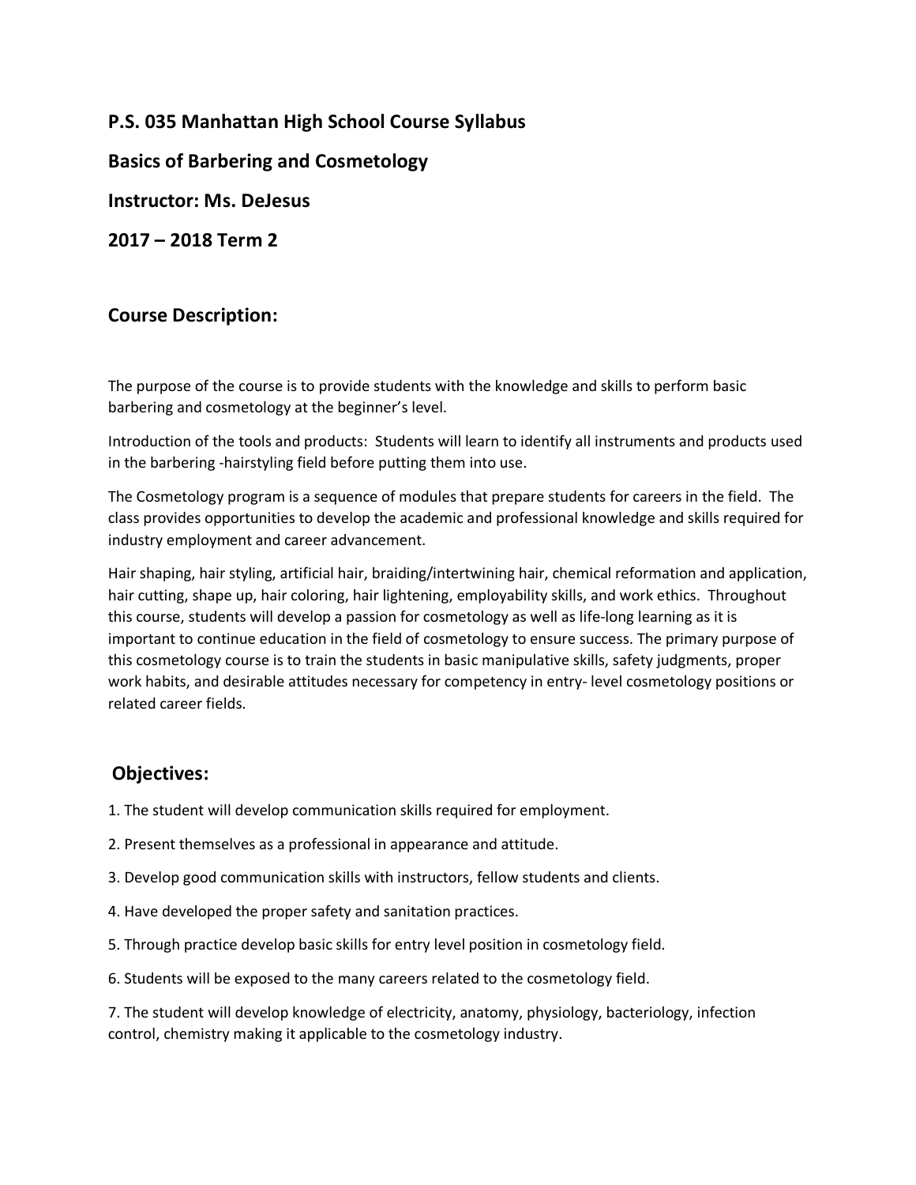**P.S. 035 Manhattan High School Course Syllabus**

**Basics of Barbering and Cosmetology**

**Instructor: Ms. DeJesus**

**2017 – 2018 Term 2**

## Course Description:

The purpose of the course is to provide students with the knowledge and skills to perform basic barbering and cosmetology at the beginner's level.

Introduction of the tools and products: Students will learn to identify all instruments and products used in the barbering -hairstyling field before putting them into use.

The Cosmetology program is a sequence of modules that prepare students for careers in the field. The class provides opportunities to develop the academic and professional knowledge and skills required for industry employment and career advancement.

Hair shaping, hair styling, artificial hair, braiding/intertwining hair, chemical reformation and application, hair cutting, shape up, hair coloring, hair lightening, employability skills, and work ethics. Throughout this course, students will develop a passion for cosmetology as well as life-long learning as it is important to continue education in the field of cosmetology to ensure success. The primary purpose of this cosmetology course is to train the students in basic manipulative skills, safety judgments, proper work habits, and desirable attitudes necessary for competency in entry- level cosmetology positions or related career fields.

## Objectives:

1. The student will develop communication skills required for employment.

2. Present themselves as a professional in appearance and attitude.

3. Develop good communication skills with instructors, fellow students and clients.

4. Have developed the proper safety and sanitation practices.

5. Through practice develop basic skills for entry level position in cosmetology field.

6. Students will be exposed to the many careers related to the cosmetology field.

7. The student will develop knowledge of electricity, anatomy, physiology, bacteriology, infection control, chemistry making it applicable to the cosmetology industry.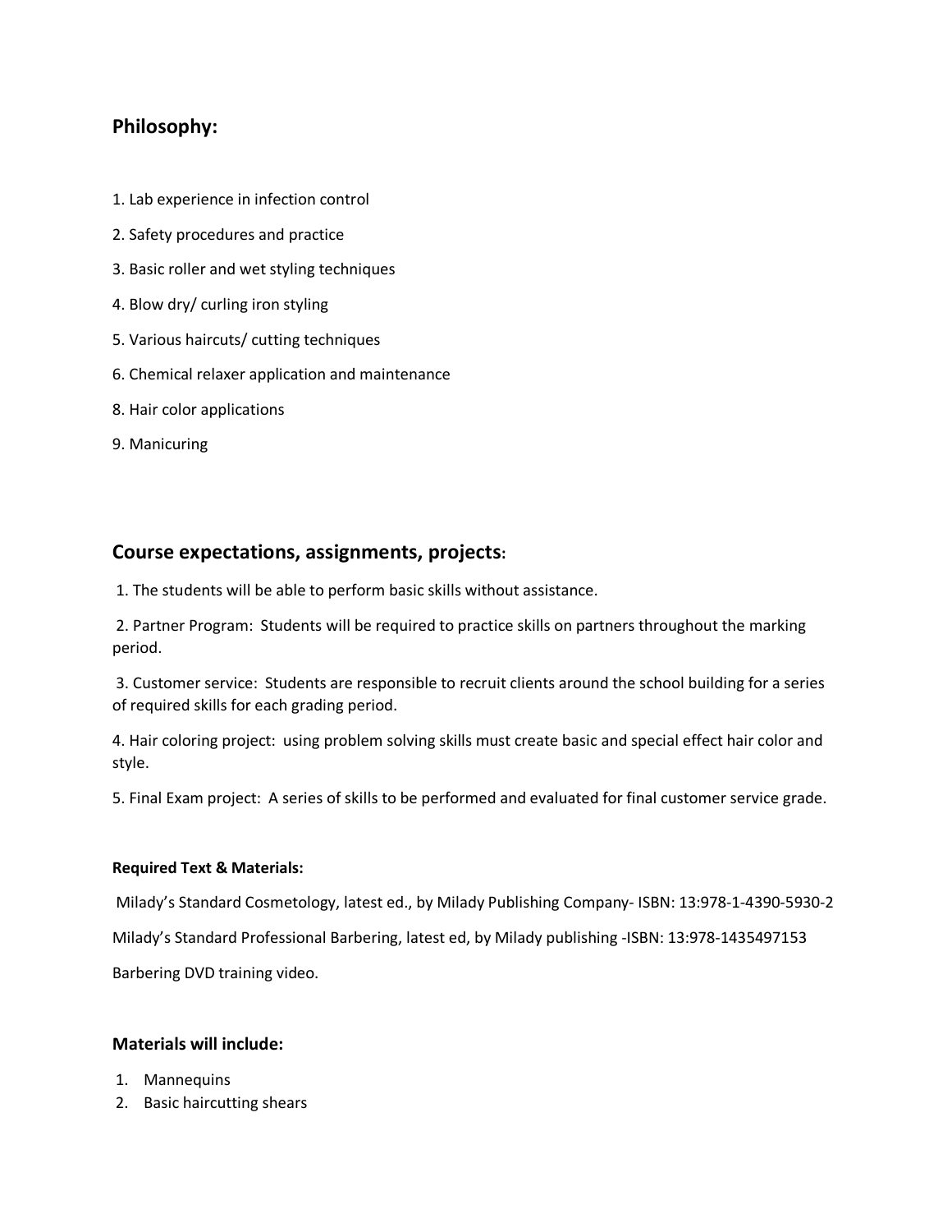## Philosophy:

1. Lab experience in infection control
2. Safety procedures and practice
3. Basic roller and wet styling techniques
4. Blow dry/ curling iron styling
5. Various haircuts/ cutting techniques
6. Chemical relaxer application and maintenance
8. Hair color applications
9. Manicuring

## Course expectations, assignments, projects:

1. The students will be able to perform basic skills without assistance.

2. Partner Program: Students will be required to practice skills on partners throughout the marking period.

3. Customer service: Students are responsible to recruit clients around the school building for a series of required skills for each grading period.

4. Hair coloring project: using problem solving skills must create basic and special effect hair color and style.

5. Final Exam project: A series of skills to be performed and evaluated for final customer service grade.

#### Required Text & Materials:

Milady's Standard Cosmetology, latest ed., by Milady Publishing Company- ISBN: 13:978-1-4390-5930-2

Milady's Standard Professional Barbering, latest ed, by Milady publishing -ISBN: 13:978-1435497153

Barbering DVD training video.

### Materials will include:

1. Mannequins
2. Basic haircutting shears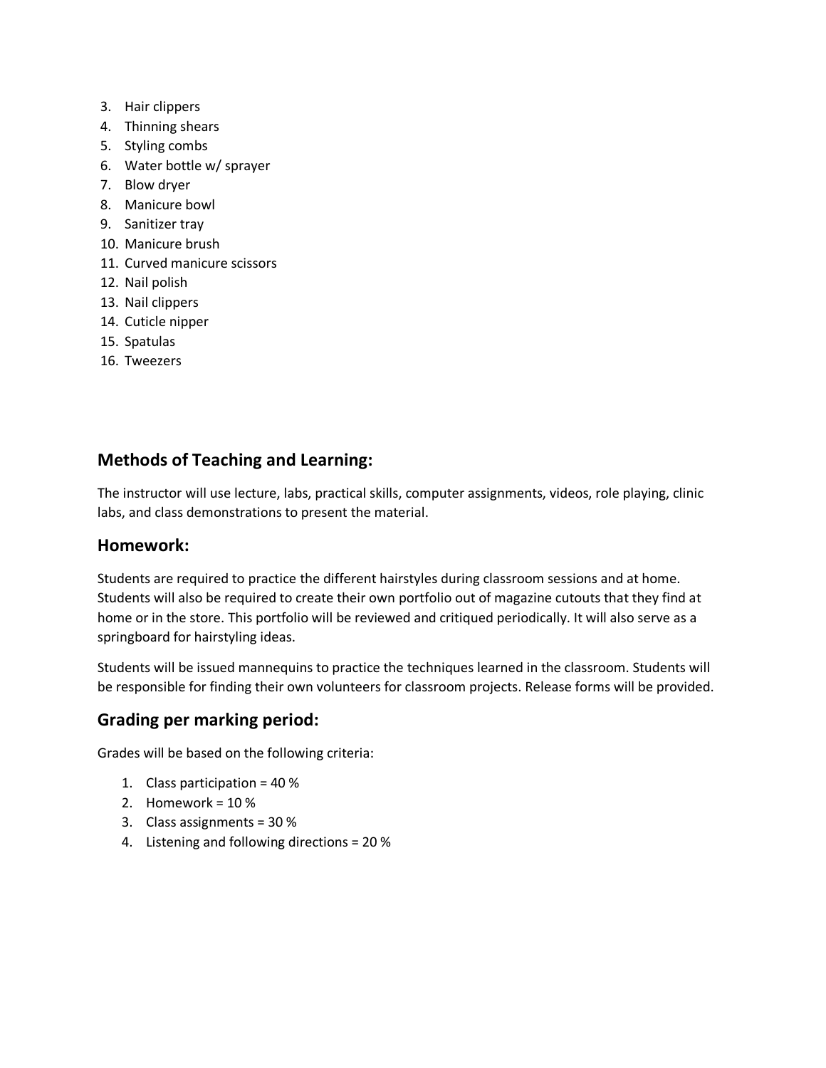3. Hair clippers
4. Thinning shears
5. Styling combs
6. Water bottle w/ sprayer
7. Blow dryer
8. Manicure bowl
9. Sanitizer tray
10. Manicure brush
11. Curved manicure scissors
12. Nail polish
13. Nail clippers
14. Cuticle nipper
15. Spatulas
16. Tweezers

## Methods of Teaching and Learning:

The instructor will use lecture, labs, practical skills, computer assignments, videos, role playing, clinic labs, and class demonstrations to present the material.

## Homework:

Students are required to practice the different hairstyles during classroom sessions and at home. Students will also be required to create their own portfolio out of magazine cutouts that they find at home or in the store. This portfolio will be reviewed and critiqued periodically. It will also serve as a springboard for hairstyling ideas.

Students will be issued mannequins to practice the techniques learned in the classroom. Students will be responsible for finding their own volunteers for classroom projects. Release forms will be provided.

## Grading per marking period:

Grades will be based on the following criteria:

1. Class participation = 40 %
2. Homework = 10 %
3. Class assignments = 30 %
4. Listening and following directions = 20 %